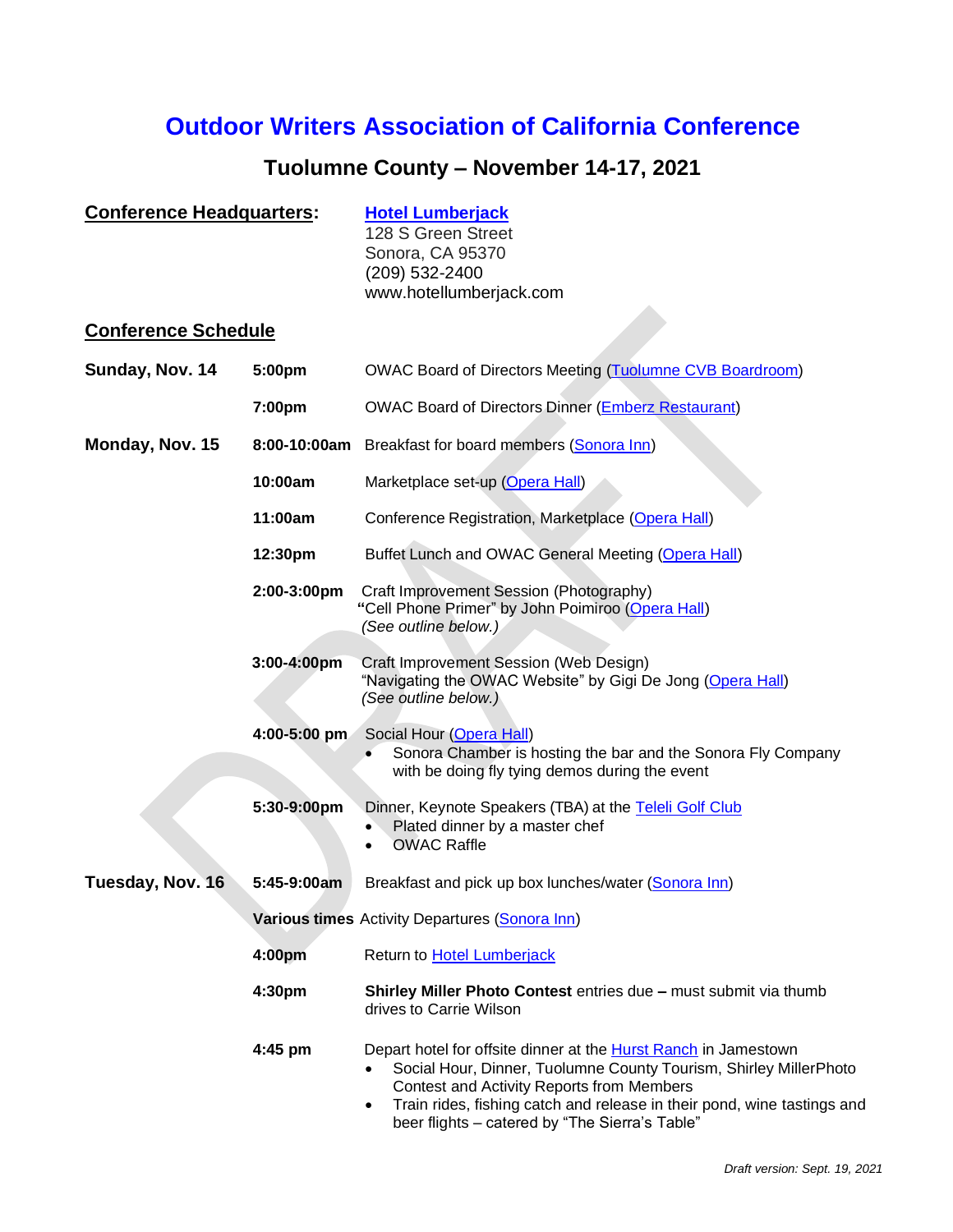# Outdoor Writers Association of California Conference

## Tuolumne County – November 14-17, 2021

**Conference Headquarters:**

**Hotel Lumberjack**
128 S Green Street
Sonora, CA 95370
(209) 532-2400
www.hotellumberjack.com

**Conference Schedule**

**Sunday, Nov. 14**

**5:00pm** OWAC Board of Directors Meeting (Tuolumne CVB Boardroom)

**7:00pm** OWAC Board of Directors Dinner (Emberz Restaurant)

**Monday, Nov. 15**

**8:00-10:00am** Breakfast for board members (Sonora Inn)

**10:00am** Marketplace set-up (Opera Hall)

**11:00am** Conference Registration, Marketplace (Opera Hall)

**12:30pm** Buffet Lunch and OWAC General Meeting (Opera Hall)

**2:00-3:00pm** Craft Improvement Session (Photography)
"Cell Phone Primer" by John Poimiroo (Opera Hall)
*(See outline below.)*

**3:00-4:00pm** Craft Improvement Session (Web Design)
"Navigating the OWAC Website" by Gigi De Jong (Opera Hall)
*(See outline below.)*

**4:00-5:00 pm** Social Hour (Opera Hall)
- Sonora Chamber is hosting the bar and the Sonora Fly Company with be doing fly tying demos during the event

**5:30-9:00pm** Dinner, Keynote Speakers (TBA) at the Teleli Golf Club
- Plated dinner by a master chef
- OWAC Raffle

**Tuesday, Nov. 16**

**5:45-9:00am** Breakfast and pick up box lunches/water (Sonora Inn)

**Various times** Activity Departures (Sonora Inn)

**4:00pm** Return to Hotel Lumberjack

**4:30pm** **Shirley Miller Photo Contest** entries due **–** must submit via thumb drives to Carrie Wilson

**4:45 pm** Depart hotel for offsite dinner at the Hurst Ranch in Jamestown
- Social Hour, Dinner, Tuolumne County Tourism, Shirley MillerPhoto Contest and Activity Reports from Members
- Train rides, fishing catch and release in their pond, wine tastings and beer flights – catered by "The Sierra's Table"

*Draft version: Sept. 19, 2021*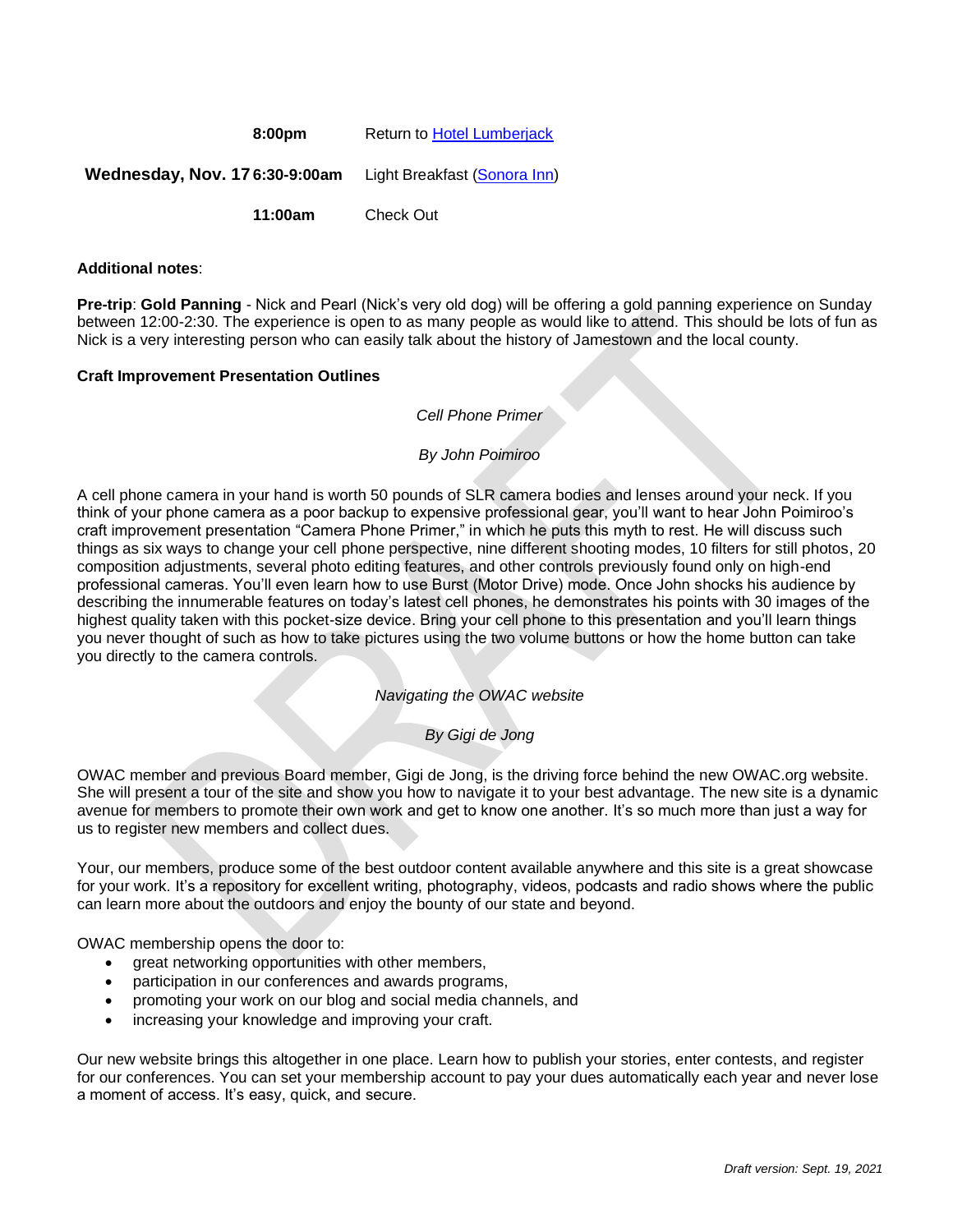| | | |
|---|---|---|
| | **8:00pm** | Return to Hotel Lumberjack |
| **Wednesday, Nov. 17** | **6:30-9:00am** | Light Breakfast (Sonora Inn) |
| | **11:00am** | Check Out |

**Additional notes**:

**Pre-trip**: **Gold Panning** - Nick and Pearl (Nick's very old dog) will be offering a gold panning experience on Sunday between 12:00-2:30. The experience is open to as many people as would like to attend. This should be lots of fun as Nick is a very interesting person who can easily talk about the history of Jamestown and the local county.

**Craft Improvement Presentation Outlines**

*Cell Phone Primer*

*By John Poimiroo*

A cell phone camera in your hand is worth 50 pounds of SLR camera bodies and lenses around your neck. If you think of your phone camera as a poor backup to expensive professional gear, you'll want to hear John Poimiroo's craft improvement presentation "Camera Phone Primer," in which he puts this myth to rest. He will discuss such things as six ways to change your cell phone perspective, nine different shooting modes, 10 filters for still photos, 20 composition adjustments, several photo editing features, and other controls previously found only on high-end professional cameras. You'll even learn how to use Burst (Motor Drive) mode. Once John shocks his audience by describing the innumerable features on today's latest cell phones, he demonstrates his points with 30 images of the highest quality taken with this pocket-size device. Bring your cell phone to this presentation and you'll learn things you never thought of such as how to take pictures using the two volume buttons or how the home button can take you directly to the camera controls.

*Navigating the OWAC website*

*By Gigi de Jong*

OWAC member and previous Board member, Gigi de Jong, is the driving force behind the new OWAC.org website. She will present a tour of the site and show you how to navigate it to your best advantage. The new site is a dynamic avenue for members to promote their own work and get to know one another. It's so much more than just a way for us to register new members and collect dues.

Your, our members, produce some of the best outdoor content available anywhere and this site is a great showcase for your work. It's a repository for excellent writing, photography, videos, podcasts and radio shows where the public can learn more about the outdoors and enjoy the bounty of our state and beyond.

OWAC membership opens the door to:

- great networking opportunities with other members,
- participation in our conferences and awards programs,
- promoting your work on our blog and social media channels, and
- increasing your knowledge and improving your craft.

Our new website brings this altogether in one place. Learn how to publish your stories, enter contests, and register for our conferences. You can set your membership account to pay your dues automatically each year and never lose a moment of access. It's easy, quick, and secure.

*Draft version: Sept. 19, 2021*